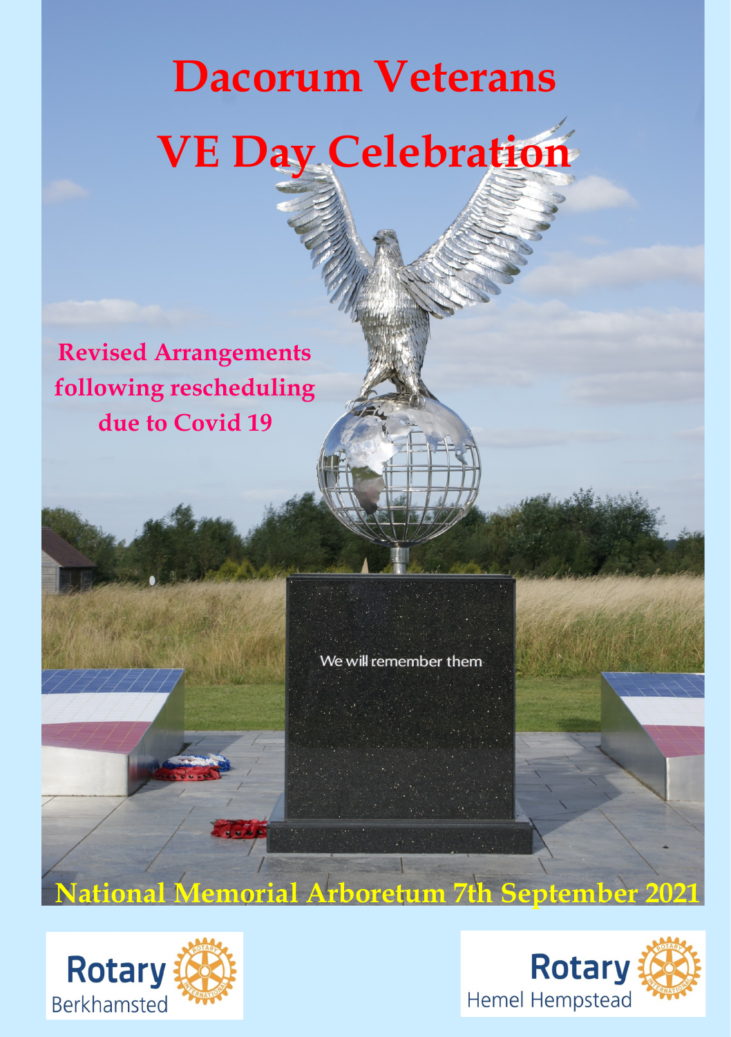# Dacorum Veterans

# VE Day Celebration

**Revised Arrangements following rescheduling due to Covid 19**

We will remember them

## National Memorial Arboretum 7th September 2021

Rotary Berkhamsted

Rotary Hemel Hempstead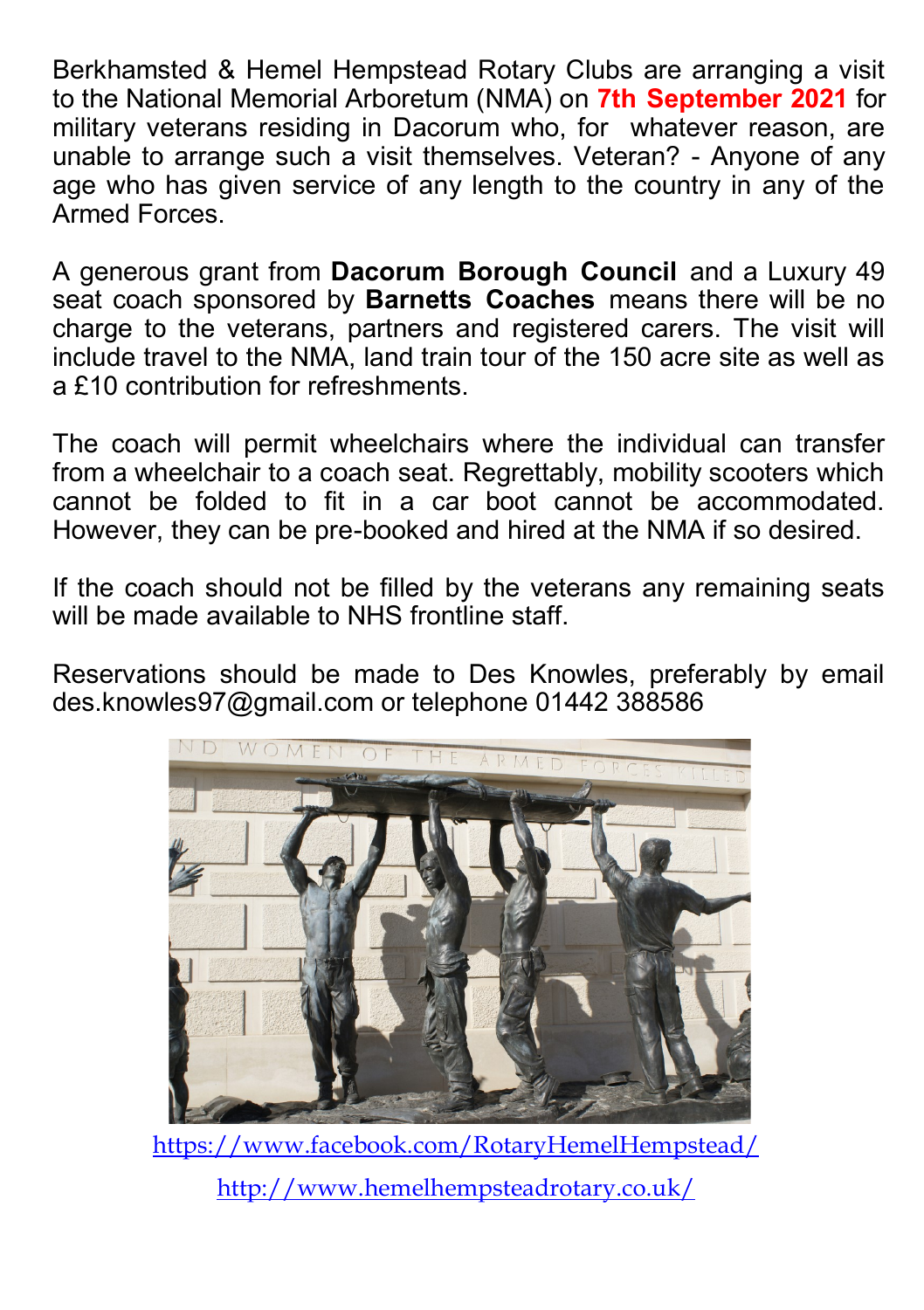Berkhamsted & Hemel Hempstead Rotary Clubs are arranging a visit to the National Memorial Arboretum (NMA) on **7th September 2021** for military veterans residing in Dacorum who, for whatever reason, are unable to arrange such a visit themselves. Veteran? - Anyone of any age who has given service of any length to the country in any of the Armed Forces.

A generous grant from **Dacorum Borough Council** and a Luxury 49 seat coach sponsored by **Barnetts Coaches** means there will be no charge to the veterans, partners and registered carers. The visit will include travel to the NMA, land train tour of the 150 acre site as well as a £10 contribution for refreshments.

The coach will permit wheelchairs where the individual can transfer from a wheelchair to a coach seat. Regrettably, mobility scooters which cannot be folded to fit in a car boot cannot be accommodated. However, they can be pre-booked and hired at the NMA if so desired.

If the coach should not be filled by the veterans any remaining seats will be made available to NHS frontline staff.

Reservations should be made to Des Knowles, preferably by email des.knowles97@gmail.com or telephone 01442 388586

https://www.facebook.com/RotaryHemelHempstead/

http://www.hemelhempsteadrotary.co.uk/